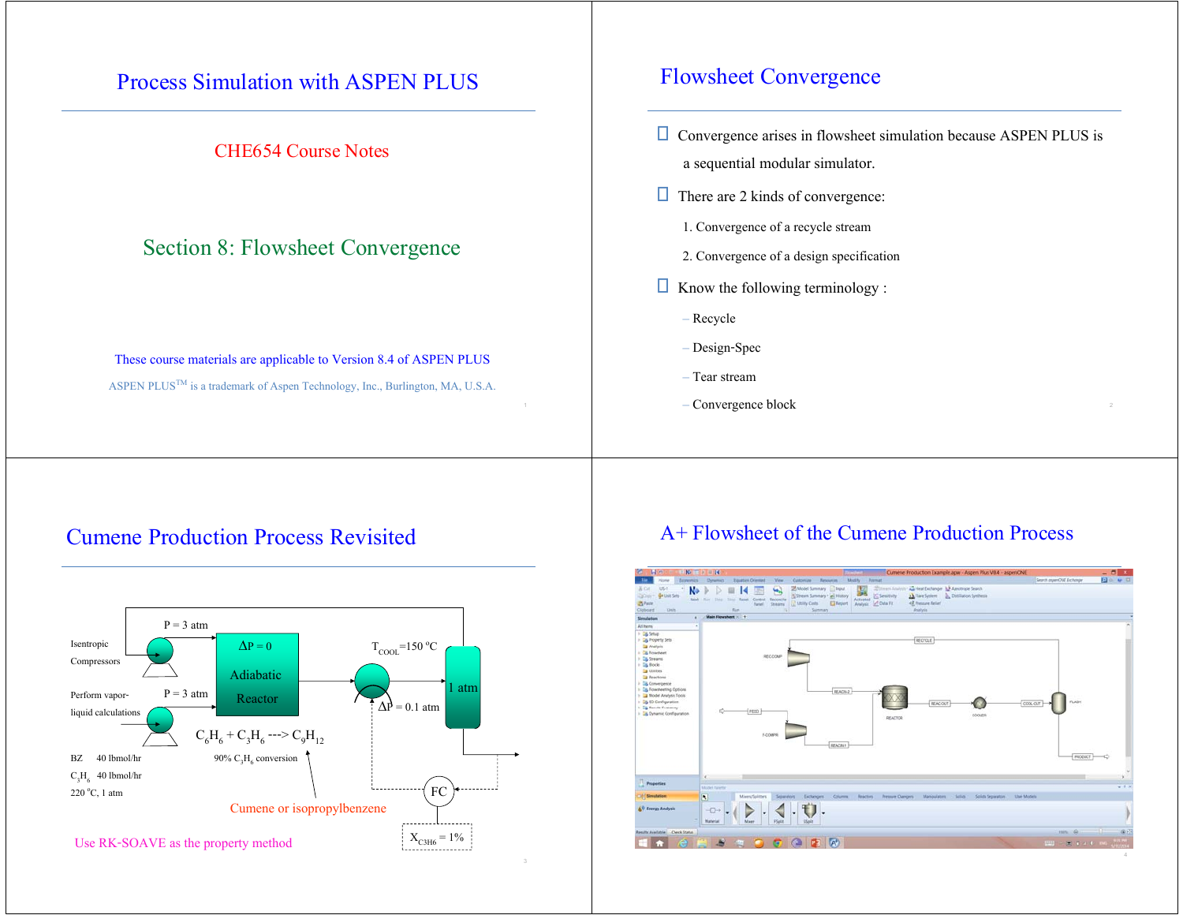# Process Simulation with ASPEN PLUS

CHE654 Course Notes

## Section 8: Flowsheet Convergence

These course materials are applicable to Version 8.4 of ASPEN PLUS

ASPEN PLUS[TM] is a trademark of Aspen Technology, Inc., Burlington, MA, U.S.A.

## Flowsheet Convergence

- Convergence arises in flowsheet simulation because ASPEN PLUS is a sequential modular simulator.
- There are 2 kinds of convergence:
  1. Convergence of a recycle stream
  2. Convergence of a design specification
- Know the following terminology :
  - Recycle
  - Design-Spec
  - Tear stream
  - Convergence block

## Cumene Production Process Revisited

Isentropic Compressors

Perform vapor-liquid calculations

P = 3 atm

P = 3 atm

$\Delta P = 0$

Adiabatic Reactor

$T_{COOL} = 150\ ^oC$

1 atm

$\Delta P = 0.1$ atm

$C_6H_6 + C_3H_6 \text{ ---> } C_9H_{12}$

90% $C_3H_6$ conversion

BZ 40 lbmol/hr

$C_3H_6$ 40 lbmol/hr

220 $^oC$, 1 atm

Cumene or isopropylbenzene

FC

$X_{C3H6} = 1\%$

Use RK-SOAVE as the property method

## A+ Flowsheet of the Cumene Production Process

RECYCLE

RECCOMP

REACIN-2

REACTOR

REACOUT

COOLER

COOL-OUT

FLASH

FEED

F-COMPR

REACIN-1

PRODUCT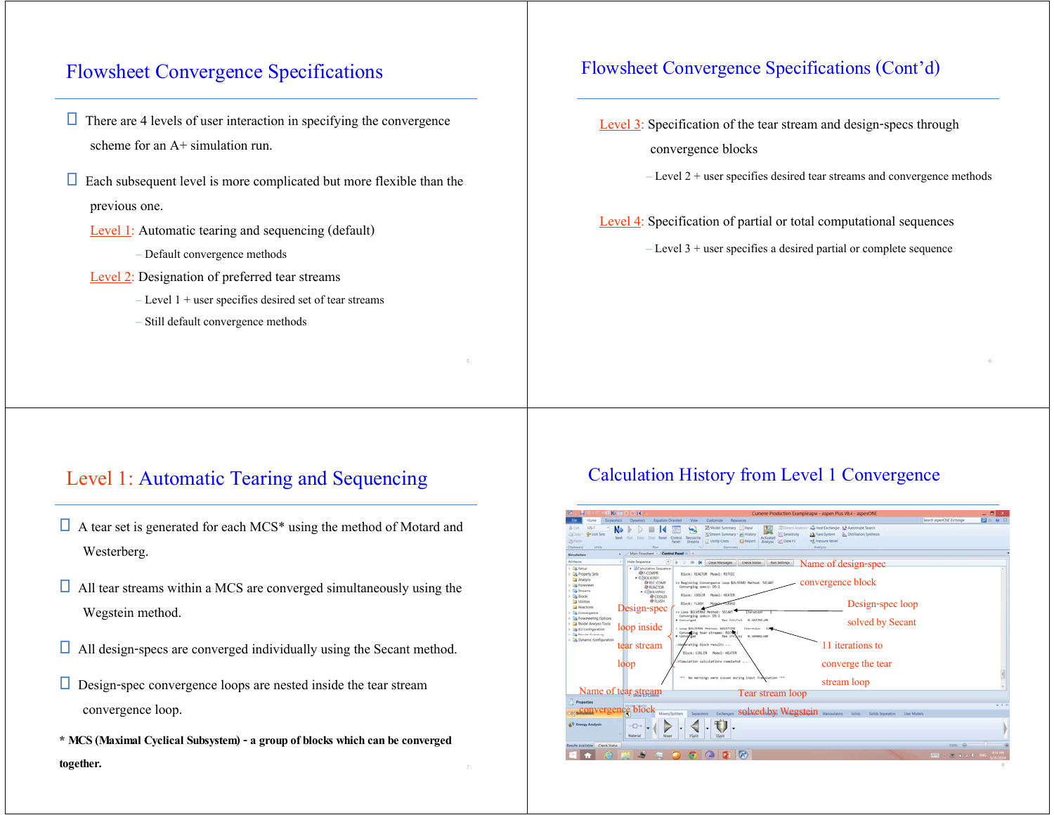# Flowsheet Convergence Specifications

- There are 4 levels of user interaction in specifying the convergence scheme for an A+ simulation run.
- Each subsequent level is more complicated but more flexible than the previous one.
  - Level 1: Automatic tearing and sequencing (default)
    - Default convergence methods
  - Level 2: Designation of preferred tear streams
    - Level 1 + user specifies desired set of tear streams
    - Still default convergence methods

# Flowsheet Convergence Specifications (Cont'd)

Level 3: Specification of the tear stream and design-specs through convergence blocks

- Level 2 + user specifies desired tear streams and convergence methods

Level 4: Specification of partial or total computational sequences

- Level 3 + user specifies a desired partial or complete sequence

# Level 1: Automatic Tearing and Sequencing

- A tear set is generated for each MCS* using the method of Motard and Westerberg.
- All tear streams within a MCS are converged simultaneously using the Wegstein method.
- All design-specs are converged individually using the Secant method.
- Design-spec convergence loops are nested inside the tear stream convergence loop.

**\* MCS (Maximal Cyclical Subsystem) - a group of blocks which can be converged together.**

# Calculation History from Level 1 Convergence

Name of design-spec convergence block

Design-spec loop solved by Secant

Design-spec loop inside tear stream loop

11 iterations to converge the tear stream loop

Name of tear stream convergence block

Tear stream loop solved by Wegstein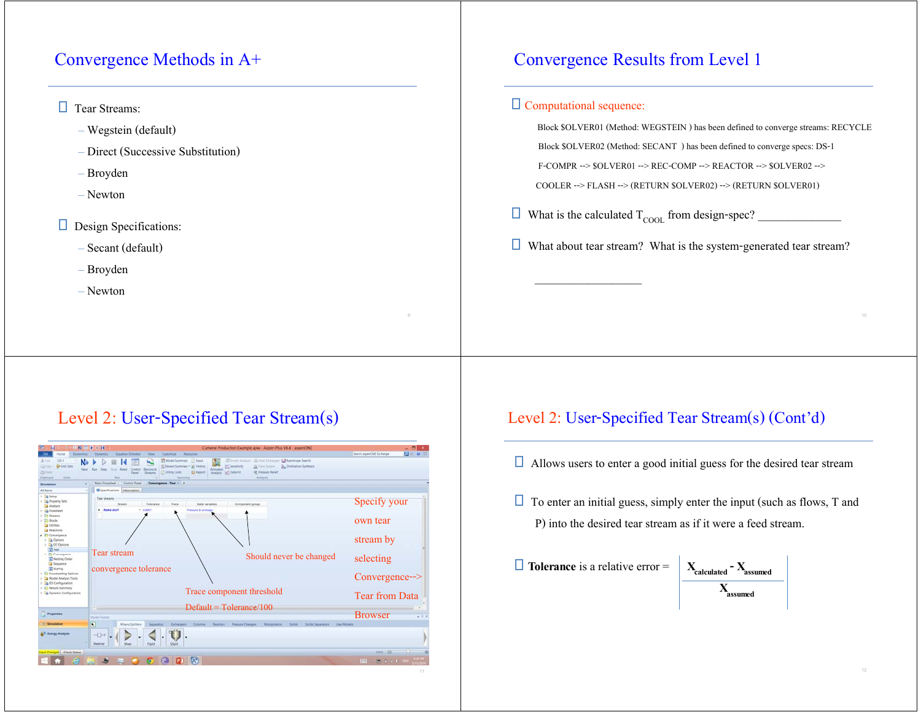## Convergence Methods in A+

- Tear Streams:
  - Wegstein (default)
  - Direct (Successive Substitution)
  - Broyden
  - Newton
- Design Specifications:
  - Secant (default)
  - Broyden
  - Newton

## Convergence Results from Level 1

- Computational sequence:

  Block $OLVER01 (Method: WEGSTEIN ) has been defined to converge streams: RECYCLE

  Block $OLVER02 (Method: SECANT ) has been defined to converge specs: DS-1

  F-COMPR --> $OLVER01 --> REC-COMP --> REACTOR --> $OLVER02 -->

  COOLER --> FLASH --> (RETURN $OLVER02) --> (RETURN $OLVER01)

- What is the calculated $T_{COOL}$ from design-spec? ______________
- What about tear stream? What is the system-generated tear stream?

  ___________________

## Level 2: User-Specified Tear Stream(s)

Tear stream convergence tolerance

Trace component threshold

Default = Tolerance/100

Should never be changed

Specify your own tear stream by selecting Convergence--> Tear from Data Browser

## Level 2: User-Specified Tear Stream(s) (Cont'd)

- Allows users to enter a good initial guess for the desired tear stream
- To enter an initial guess, simply enter the input (such as flows, T and P) into the desired tear stream as if it were a feed stream.
- **Tolerance** is a relative error = $\left| \dfrac{X_{calculated} - X_{assumed}}{X_{assumed}} \right|$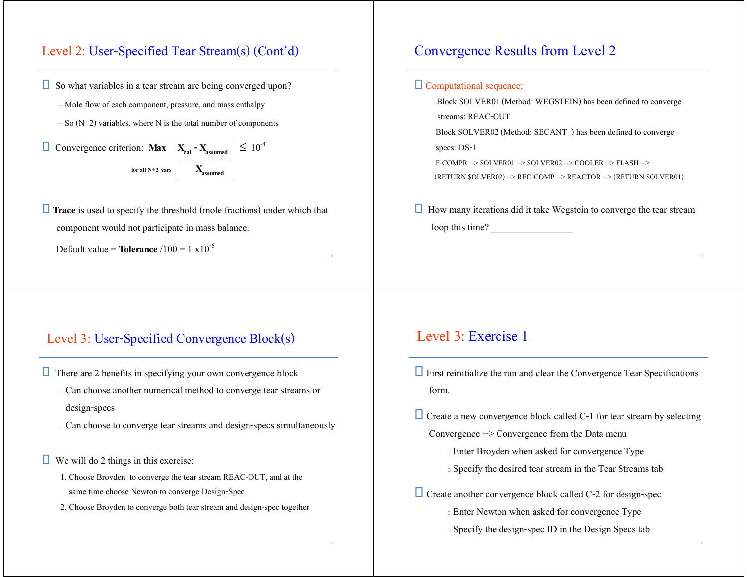## Level 2: User-Specified Tear Stream(s) (Cont'd)

- So what variables in a tear stream are being converged upon?
  - Mole flow of each component, pressure, and mass enthalpy
  - So (N+2) variables, where N is the total number of components
- Convergence criterion: $\max_{\text{for all N+2 vars}} \left| \dfrac{X_{cal} - X_{assumed}}{X_{assumed}} \right| \leq 10^{-4}$
- **Trace** is used to specify the threshold (mole fractions) under which that component would not participate in mass balance.

  Default value = **Tolerance** /100 = 1 x$10^{-6}$

## Convergence Results from Level 2

- Computational sequence:

  Block $OLVER01 (Method: WEGSTEIN) has been defined to converge streams: REAC-OUT

  Block $OLVER02 (Method: SECANT ) has been defined to converge specs: DS-1

  F-COMPR --> $OLVER01 --> $OLVER02 --> COOLER --> FLASH --> (RETURN $OLVER02) --> REC-COMP --> REACTOR --> (RETURN $OLVER01)

- How many iterations did it take Wegstein to converge the tear stream loop this time? _________________

## Level 3: User-Specified Convergence Block(s)

- There are 2 benefits in specifying your own convergence block
  - Can choose another numerical method to converge tear streams or design-specs
  - Can choose to converge tear streams and design-specs simultaneously
- We will do 2 things in this exercise:
  1. Choose Broyden to converge the tear stream REAC-OUT, and at the same time choose Newton to converge Design-Spec
  2. Choose Broyden to converge both tear stream and design-spec together

## Level 3: Exercise 1

- First reinitialize the run and clear the Convergence Tear Specifications form.
- Create a new convergence block called C-1 for tear stream by selecting Convergence --> Convergence from the Data menu
  - Enter Broyden when asked for convergence Type
  - Specify the desired tear stream in the Tear Streams tab
- Create another convergence block called C-2 for design-spec
  - Enter Newton when asked for convergence Type
  - Specify the design-spec ID in the Design Specs tab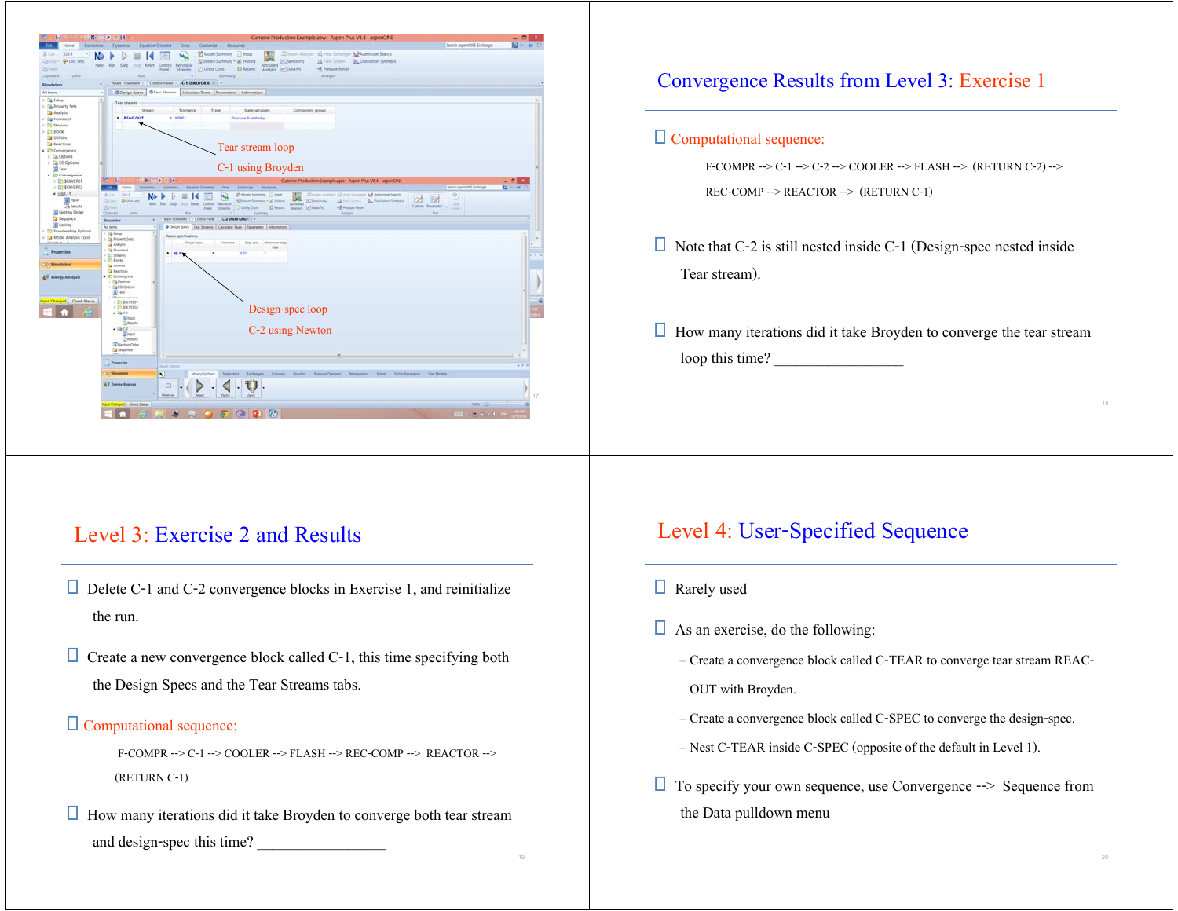Tear stream loop

C-1 using Broyden

Design-spec loop

C-2 using Newton

## Convergence Results from Level 3: Exercise 1

- Computational sequence:

  F-COMPR --> C-1 --> C-2 --> COOLER --> FLASH --> (RETURN C-2) -->

  REC-COMP --> REACTOR --> (RETURN C-1)

- Note that C-2 is still nested inside C-1 (Design-spec nested inside Tear stream).
- How many iterations did it take Broyden to converge the tear stream loop this time? _________________

## Level 3: Exercise 2 and Results

- Delete C-1 and C-2 convergence blocks in Exercise 1, and reinitialize the run.
- Create a new convergence block called C-1, this time specifying both the Design Specs and the Tear Streams tabs.
- Computational sequence:

  F-COMPR --> C-1 --> COOLER --> FLASH --> REC-COMP --> REACTOR -->

  (RETURN C-1)

- How many iterations did it take Broyden to converge both tear stream and design-spec this time? _________________

## Level 4: User-Specified Sequence

- Rarely used
- As an exercise, do the following:
  - Create a convergence block called C-TEAR to converge tear stream REAC-OUT with Broyden.
  - Create a convergence block called C-SPEC to converge the design-spec.
  - Nest C-TEAR inside C-SPEC (opposite of the default in Level 1).
- To specify your own sequence, use Convergence --> Sequence from the Data pulldown menu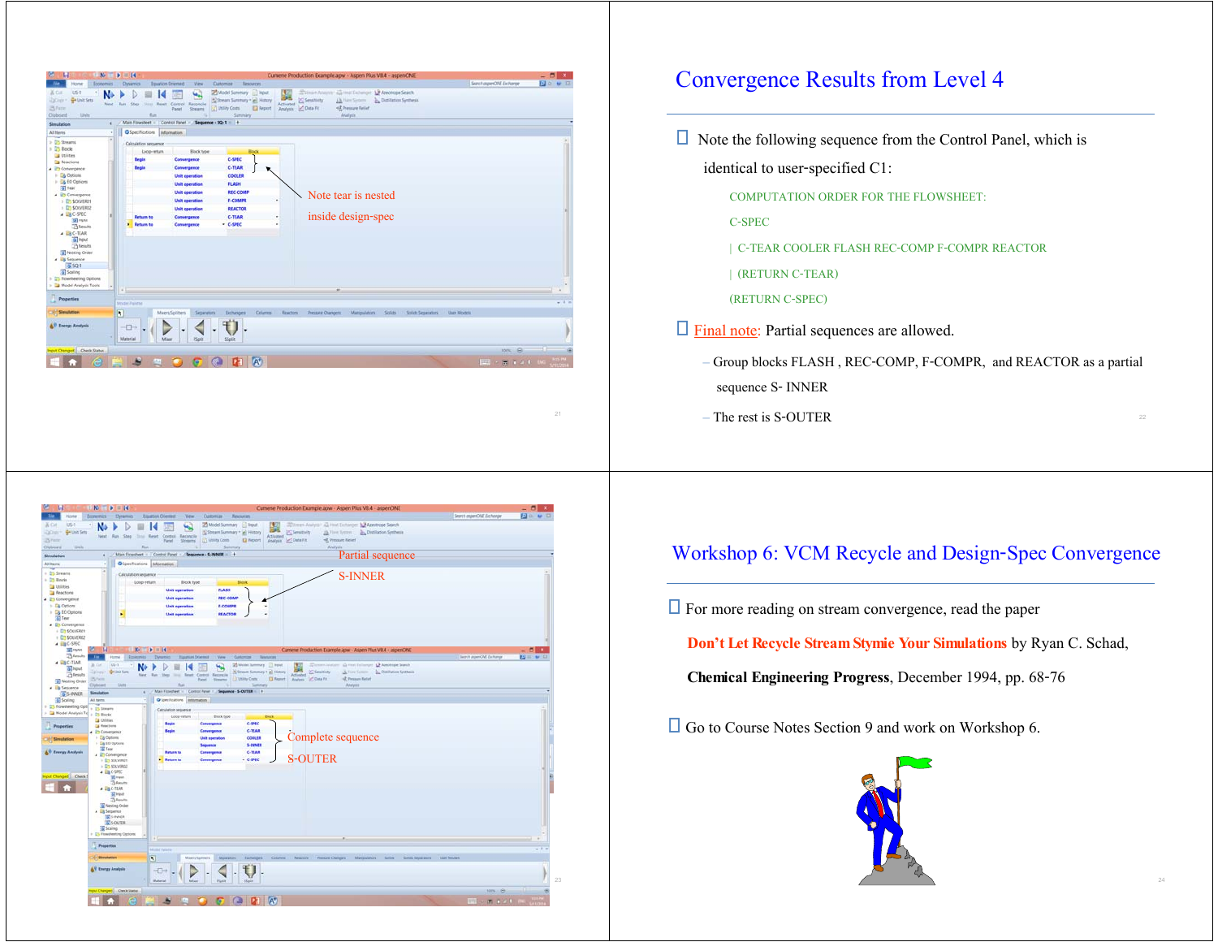Note tear is nested

inside design-spec

## Convergence Results from Level 4

- Note the following sequence from the Control Panel, which is identical to user-specified C1:

  COMPUTATION ORDER FOR THE FLOWSHEET:

  C-SPEC

  | C-TEAR COOLER FLASH REC-COMP F-COMPR REACTOR

  | (RETURN C-TEAR)

  (RETURN C-SPEC)

- Final note: Partial sequences are allowed.
  - Group blocks FLASH , REC-COMP, F-COMPR, and REACTOR as a partial sequence S- INNER
  - The rest is S-OUTER

Partial sequence

S-INNER

Complete sequence

S-OUTER

## Workshop 6: VCM Recycle and Design-Spec Convergence

- For more reading on stream convergence, read the paper

  **Don't Let Recycle Stream Stymie Your Simulations** by Ryan C. Schad, **Chemical Engineering Progress**, December 1994, pp. 68-76

- Go to Course Notes Section 9 and work on Workshop 6.